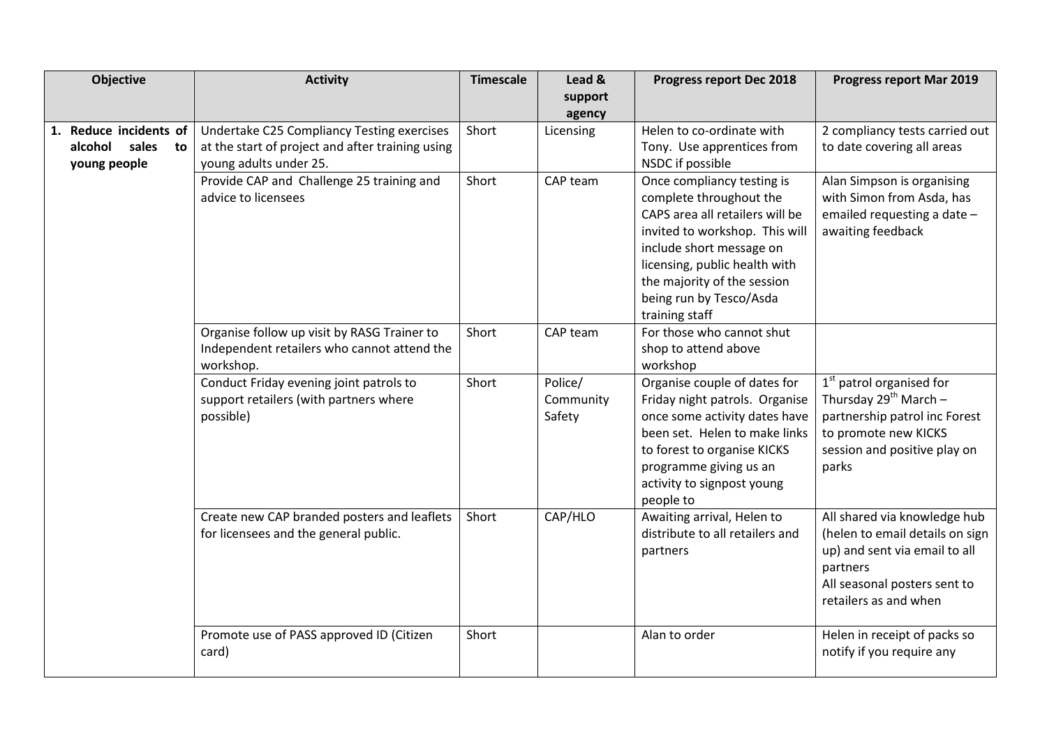| Objective | Activity | Timescale | Lead & support agency | Progress report Dec 2018 | Progress report Mar 2019 |
|---|---|---|---|---|---|
| **1. Reduce incidents of alcohol sales to young people** | Undertake C25 Compliancy Testing exercises at the start of project and after training using young adults under 25. | Short | Licensing | Helen to co-ordinate with Tony. Use apprentices from NSDC if possible | 2 compliancy tests carried out to date covering all areas |
| | Provide CAP and Challenge 25 training and advice to licensees | Short | CAP team | Once compliancy testing is complete throughout the CAPS area all retailers will be invited to workshop. This will include short message on licensing, public health with the majority of the session being run by Tesco/Asda training staff | Alan Simpson is organising with Simon from Asda, has emailed requesting a date – awaiting feedback |
| | Organise follow up visit by RASG Trainer to Independent retailers who cannot attend the workshop. | Short | CAP team | For those who cannot shut shop to attend above workshop | |
| | Conduct Friday evening joint patrols to support retailers (with partners where possible) | Short | Police/ Community Safety | Organise couple of dates for Friday night patrols. Organise once some activity dates have been set. Helen to make links to forest to organise KICKS programme giving us an activity to signpost young people to | 1st patrol organised for Thursday 29th March – partnership patrol inc Forest to promote new KICKS session and positive play on parks |
| | Create new CAP branded posters and leaflets for licensees and the general public. | Short | CAP/HLO | Awaiting arrival, Helen to distribute to all retailers and partners | All shared via knowledge hub (helen to email details on sign up) and sent via email to all partners<br>All seasonal posters sent to retailers as and when |
| | Promote use of PASS approved ID (Citizen card) | Short | | Alan to order | Helen in receipt of packs so notify if you require any |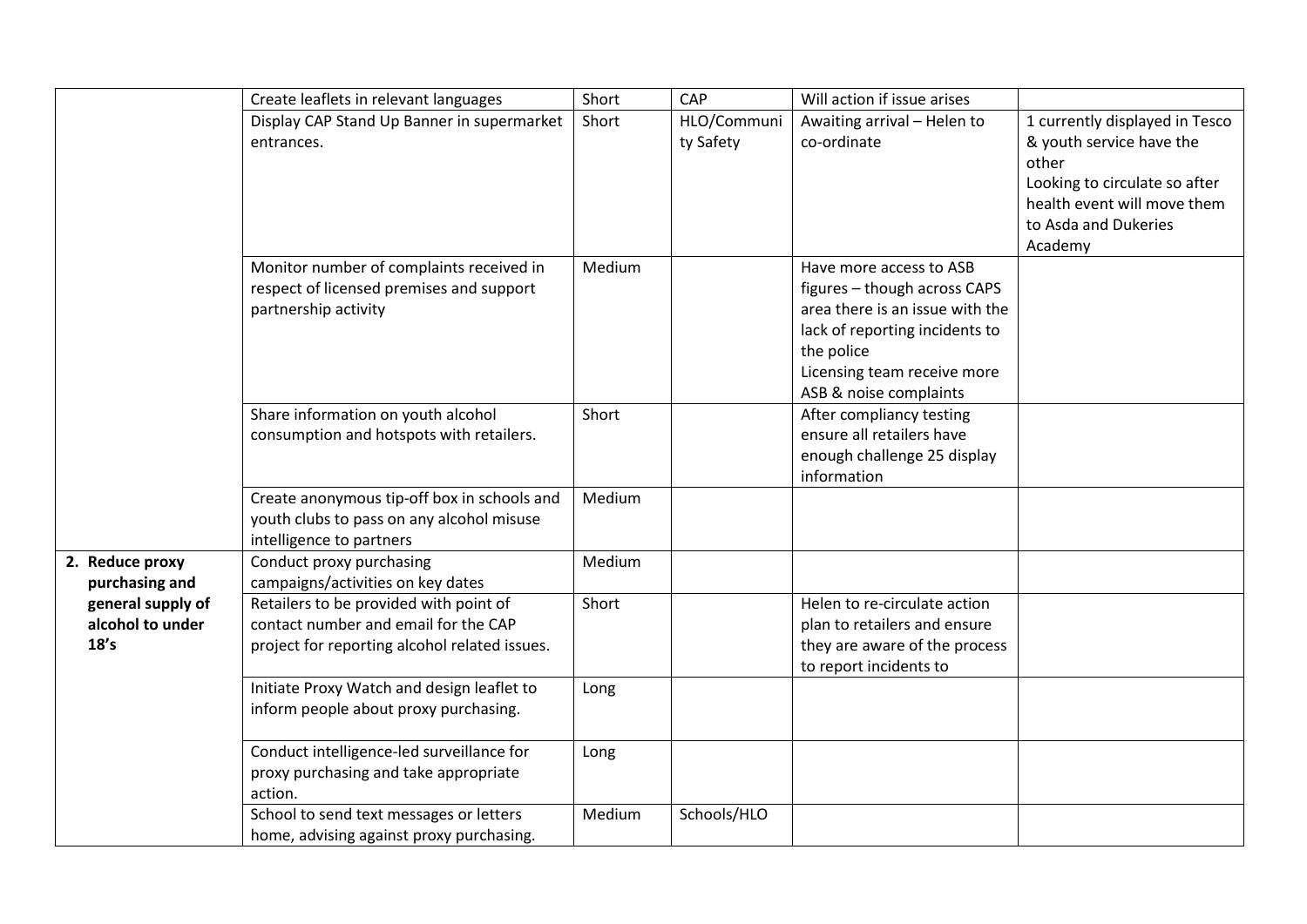| | | | | | |
|---|---|---|---|---|---|
| | Create leaflets in relevant languages | Short | CAP | Will action if issue arises | |
| | Display CAP Stand Up Banner in supermarket entrances. | Short | HLO/Community Safety | Awaiting arrival – Helen to co-ordinate | 1 currently displayed in Tesco & youth service have the other<br>Looking to circulate so after health event will move them to Asda and Dukeries Academy |
| | Monitor number of complaints received in respect of licensed premises and support partnership activity | Medium | | Have more access to ASB figures – though across CAPS area there is an issue with the lack of reporting incidents to the police<br>Licensing team receive more ASB & noise complaints | |
| | Share information on youth alcohol consumption and hotspots with retailers. | Short | | After compliancy testing ensure all retailers have enough challenge 25 display information | |
| | Create anonymous tip-off box in schools and youth clubs to pass on any alcohol misuse intelligence to partners | Medium | | | |
| **2. Reduce proxy purchasing and general supply of alcohol to under 18's** | Conduct proxy purchasing campaigns/activities on key dates | Medium | | | |
| | Retailers to be provided with point of contact number and email for the CAP project for reporting alcohol related issues. | Short | | Helen to re-circulate action plan to retailers and ensure they are aware of the process to report incidents to | |
| | Initiate Proxy Watch and design leaflet to inform people about proxy purchasing. | Long | | | |
| | Conduct intelligence-led surveillance for proxy purchasing and take appropriate action. | Long | | | |
| | School to send text messages or letters home, advising against proxy purchasing. | Medium | Schools/HLO | | |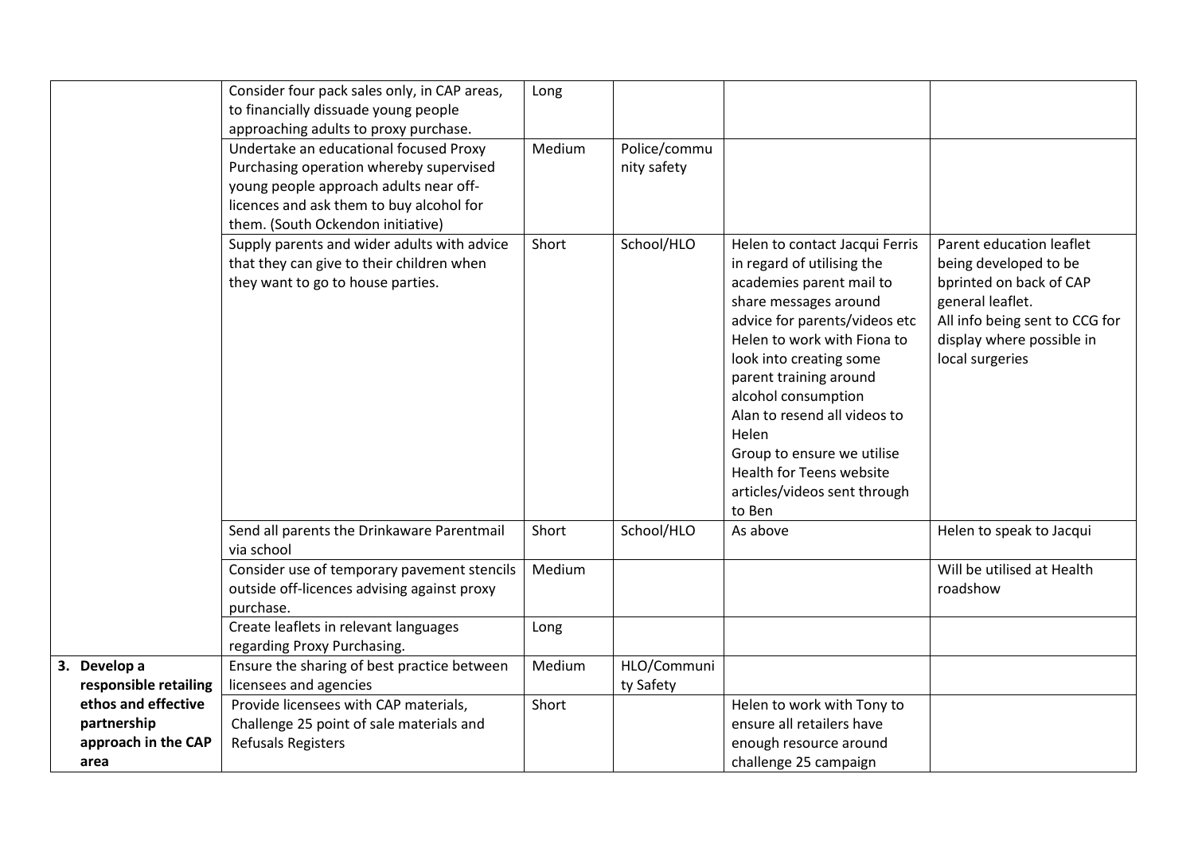| | | | | | |
|---|---|---|---|---|---|
| | Consider four pack sales only, in CAP areas, to financially dissuade young people approaching adults to proxy purchase. | Long | | | |
| | Undertake an educational focused Proxy Purchasing operation whereby supervised young people approach adults near off-licences and ask them to buy alcohol for them. (South Ockendon initiative) | Medium | Police/community safety | | |
| | Supply parents and wider adults with advice that they can give to their children when they want to go to house parties. | Short | School/HLO | Helen to contact Jacqui Ferris in regard of utilising the academies parent mail to share messages around advice for parents/videos etc<br>Helen to work with Fiona to look into creating some parent training around alcohol consumption<br>Alan to resend all videos to Helen<br>Group to ensure we utilise Health for Teens website articles/videos sent through to Ben | Parent education leaflet being developed to be bprinted on back of CAP general leaflet.<br>All info being sent to CCG for display where possible in local surgeries |
| | Send all parents the Drinkaware Parentmail via school | Short | School/HLO | As above | Helen to speak to Jacqui |
| | Consider use of temporary pavement stencils outside off-licences advising against proxy purchase. | Medium | | | Will be utilised at Health roadshow |
| | Create leaflets in relevant languages regarding Proxy Purchasing. | Long | | | |
| **3. Develop a responsible retailing ethos and effective partnership approach in the CAP area** | Ensure the sharing of best practice between licensees and agencies | Medium | HLO/Community Safety | | |
| | Provide licensees with CAP materials, Challenge 25 point of sale materials and Refusals Registers | Short | | Helen to work with Tony to ensure all retailers have enough resource around challenge 25 campaign | |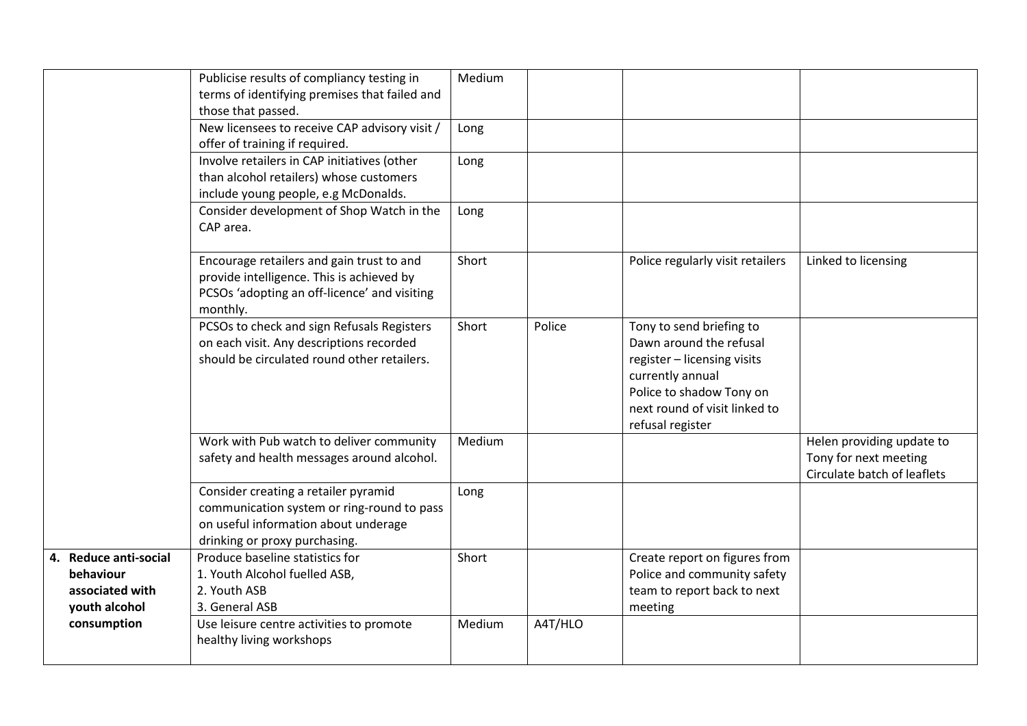| | | | | | |
|---|---|---|---|---|---|
| | Publicise results of compliancy testing in terms of identifying premises that failed and those that passed. | Medium | | | |
| | New licensees to receive CAP advisory visit / offer of training if required. | Long | | | |
| | Involve retailers in CAP initiatives (other than alcohol retailers) whose customers include young people, e.g McDonalds. | Long | | | |
| | Consider development of Shop Watch in the CAP area. | Long | | | |
| | Encourage retailers and gain trust to and provide intelligence. This is achieved by PCSOs 'adopting an off-licence' and visiting monthly. | Short | | Police regularly visit retailers | Linked to licensing |
| | PCSOs to check and sign Refusals Registers on each visit. Any descriptions recorded should be circulated round other retailers. | Short | Police | Tony to send briefing to Dawn around the refusal register – licensing visits currently annual<br>Police to shadow Tony on next round of visit linked to refusal register | |
| | Work with Pub watch to deliver community safety and health messages around alcohol. | Medium | | | Helen providing update to Tony for next meeting<br>Circulate batch of leaflets |
| | Consider creating a retailer pyramid communication system or ring-round to pass on useful information about underage drinking or proxy purchasing. | Long | | | |
| **4. Reduce anti-social behaviour associated with youth alcohol consumption** | Produce baseline statistics for<br>1. Youth Alcohol fuelled ASB,<br>2. Youth ASB<br>3. General ASB | Short | | Create report on figures from Police and community safety team to report back to next meeting | |
| | Use leisure centre activities to promote healthy living workshops | Medium | A4T/HLO | | |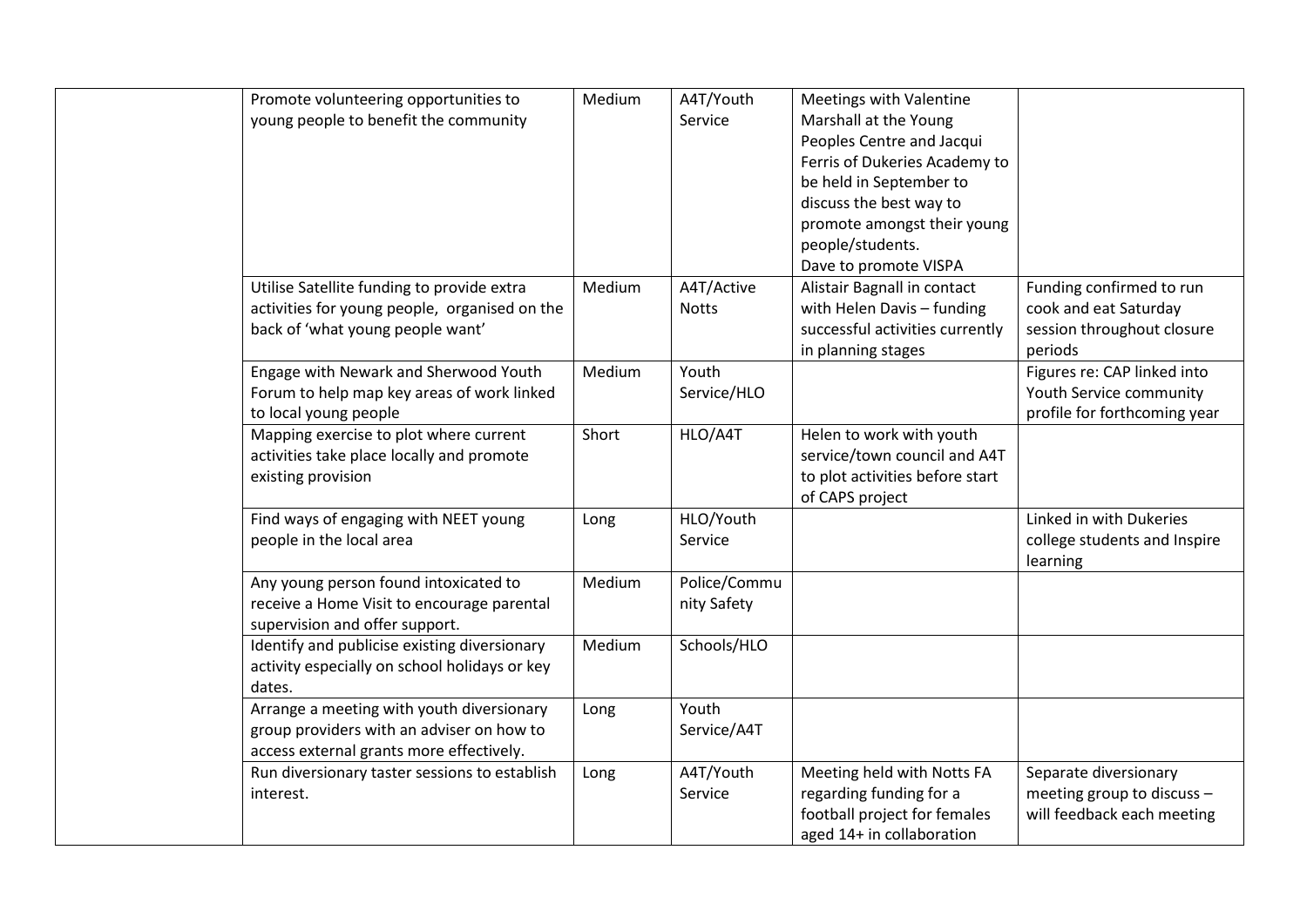| | | | | | |
|---|---|---|---|---|---|
| | Promote volunteering opportunities to young people to benefit the community | Medium | A4T/Youth Service | Meetings with Valentine Marshall at the Young Peoples Centre and Jacqui Ferris of Dukeries Academy to be held in September to discuss the best way to promote amongst their young people/students. Dave to promote VISPA | |
| | Utilise Satellite funding to provide extra activities for young people, organised on the back of 'what young people want' | Medium | A4T/Active Notts | Alistair Bagnall in contact with Helen Davis – funding successful activities currently in planning stages | Funding confirmed to run cook and eat Saturday session throughout closure periods |
| | Engage with Newark and Sherwood Youth Forum to help map key areas of work linked to local young people | Medium | Youth Service/HLO | | Figures re: CAP linked into Youth Service community profile for forthcoming year |
| | Mapping exercise to plot where current activities take place locally and promote existing provision | Short | HLO/A4T | Helen to work with youth service/town council and A4T to plot activities before start of CAPS project | |
| | Find ways of engaging with NEET young people in the local area | Long | HLO/Youth Service | | Linked in with Dukeries college students and Inspire learning |
| | Any young person found intoxicated to receive a Home Visit to encourage parental supervision and offer support. | Medium | Police/Community Safety | | |
| | Identify and publicise existing diversionary activity especially on school holidays or key dates. | Medium | Schools/HLO | | |
| | Arrange a meeting with youth diversionary group providers with an adviser on how to access external grants more effectively. | Long | Youth Service/A4T | | |
| | Run diversionary taster sessions to establish interest. | Long | A4T/Youth Service | Meeting held with Notts FA regarding funding for a football project for females aged 14+ in collaboration | Separate diversionary meeting group to discuss – will feedback each meeting |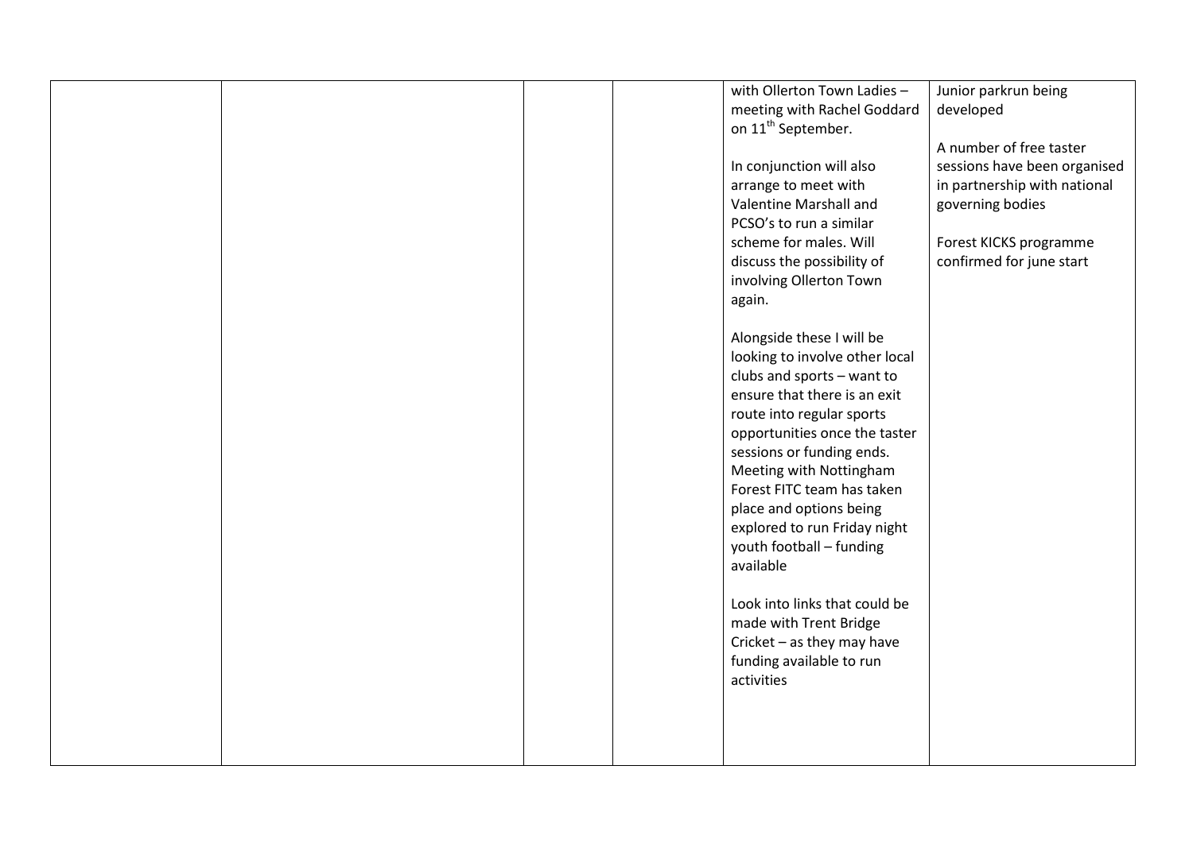|  |  |  |  |  |  |
|---|---|---|---|---|---|
|  |  |  |  | with Ollerton Town Ladies – meeting with Rachel Goddard on 11th September.<br><br>In conjunction will also arrange to meet with Valentine Marshall and PCSO's to run a similar scheme for males. Will discuss the possibility of involving Ollerton Town again.<br><br>Alongside these I will be looking to involve other local clubs and sports – want to ensure that there is an exit route into regular sports opportunities once the taster sessions or funding ends. Meeting with Nottingham Forest FITC team has taken place and options being explored to run Friday night youth football – funding available<br><br>Look into links that could be made with Trent Bridge Cricket – as they may have funding available to run activities | Junior parkrun being developed<br><br>A number of free taster sessions have been organised in partnership with national governing bodies<br><br>Forest KICKS programme confirmed for june start |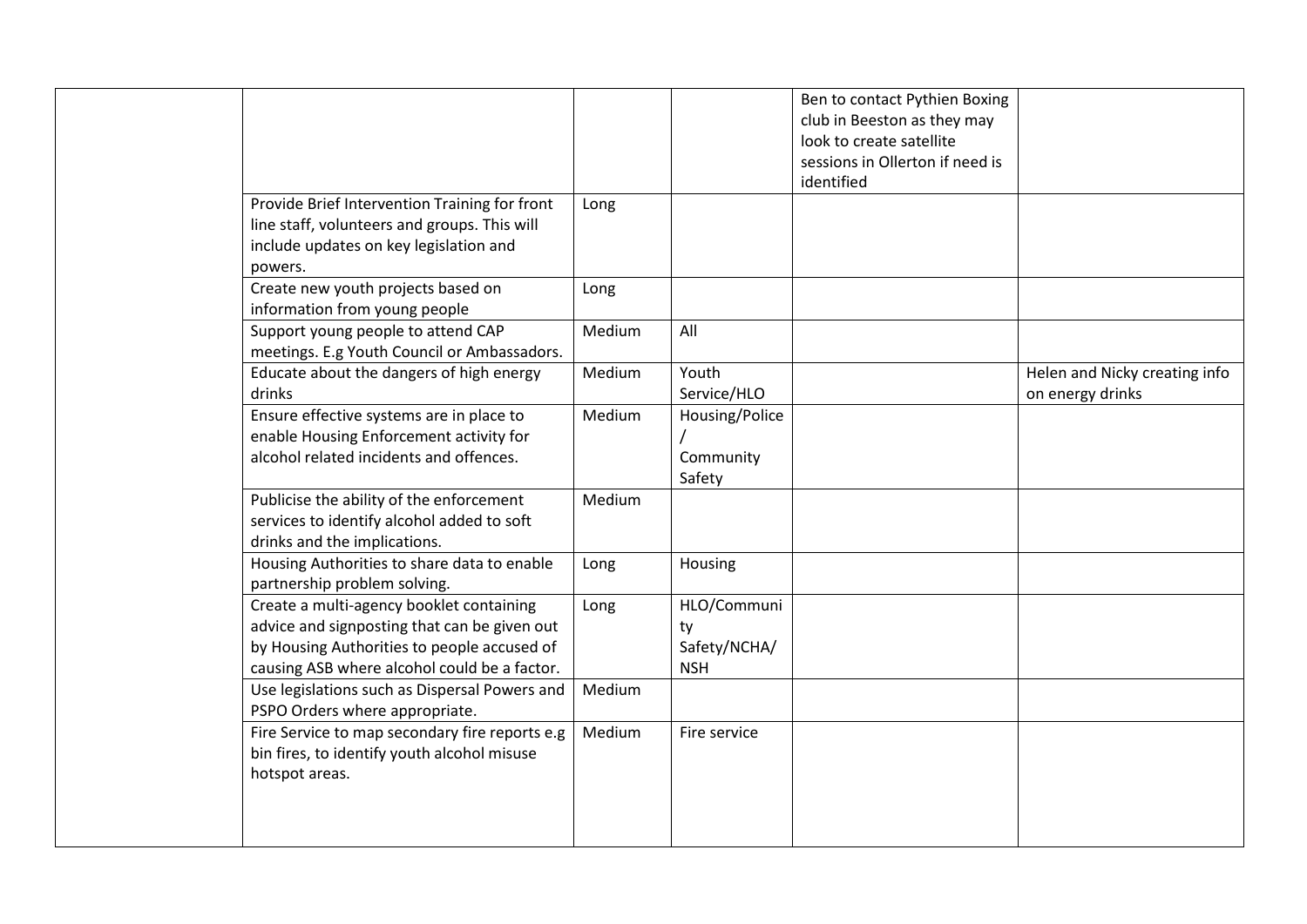| | | | | | |
|---|---|---|---|---|---|
| | | | | Ben to contact Pythien Boxing club in Beeston as they may look to create satellite sessions in Ollerton if need is identified | |
| | Provide Brief Intervention Training for front line staff, volunteers and groups. This will include updates on key legislation and powers. | Long | | | |
| | Create new youth projects based on information from young people | Long | | | |
| | Support young people to attend CAP meetings. E.g Youth Council or Ambassadors. | Medium | All | | |
| | Educate about the dangers of high energy drinks | Medium | Youth Service/HLO | | Helen and Nicky creating info on energy drinks |
| | Ensure effective systems are in place to enable Housing Enforcement activity for alcohol related incidents and offences. | Medium | Housing/Police / Community Safety | | |
| | Publicise the ability of the enforcement services to identify alcohol added to soft drinks and the implications. | Medium | | | |
| | Housing Authorities to share data to enable partnership problem solving. | Long | Housing | | |
| | Create a multi-agency booklet containing advice and signposting that can be given out by Housing Authorities to people accused of causing ASB where alcohol could be a factor. | Long | HLO/Community Safety/NCHA/NSH | | |
| | Use legislations such as Dispersal Powers and PSPO Orders where appropriate. | Medium | | | |
| | Fire Service to map secondary fire reports e.g bin fires, to identify youth alcohol misuse hotspot areas. | Medium | Fire service | | |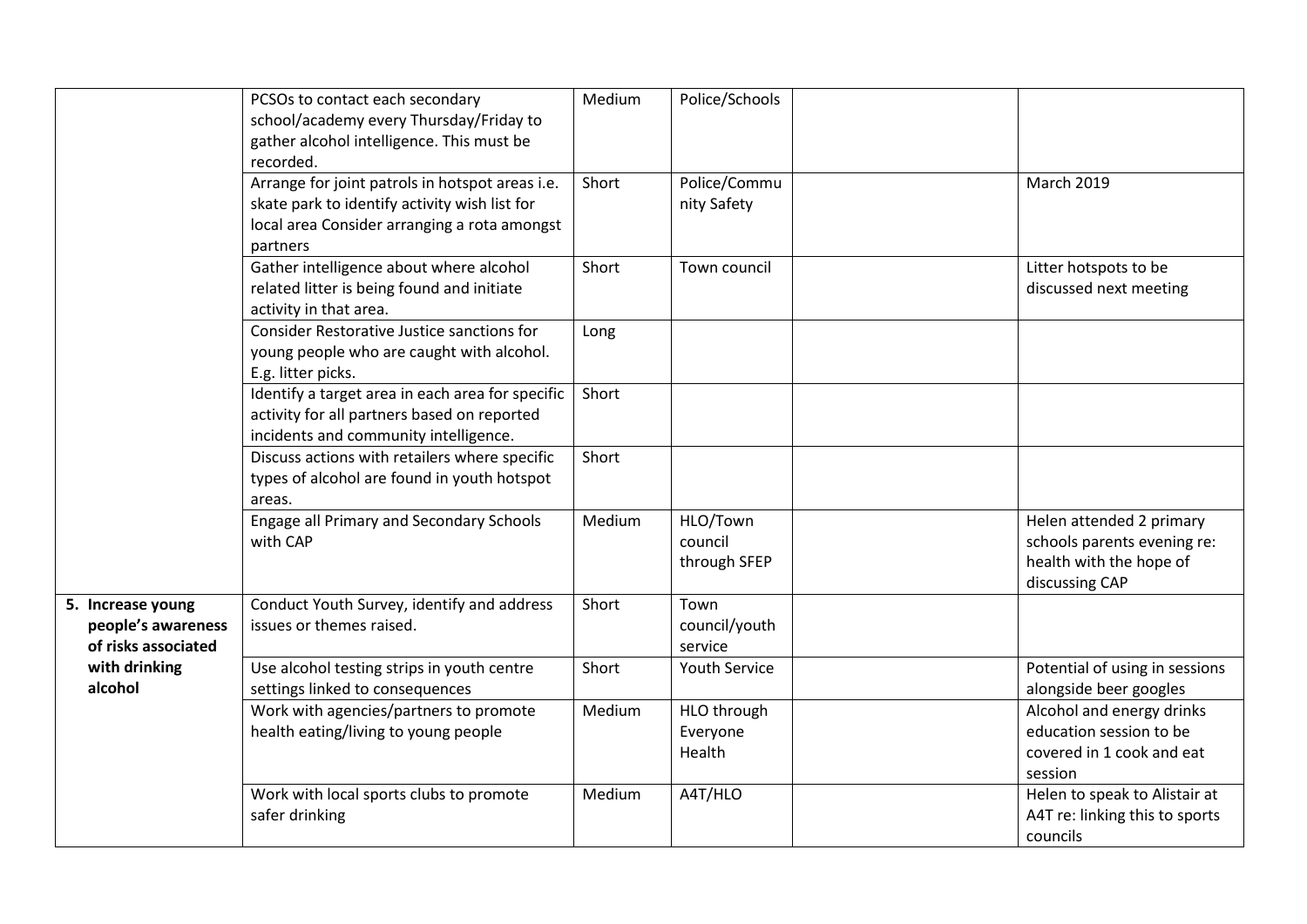| | | | | | |
|---|---|---|---|---|---|
| | PCSOs to contact each secondary school/academy every Thursday/Friday to gather alcohol intelligence. This must be recorded. | Medium | Police/Schools | | |
| | Arrange for joint patrols in hotspot areas i.e. skate park to identify activity wish list for local area Consider arranging a rota amongst partners | Short | Police/Community Safety | | March 2019 |
| | Gather intelligence about where alcohol related litter is being found and initiate activity in that area. | Short | Town council | | Litter hotspots to be discussed next meeting |
| | Consider Restorative Justice sanctions for young people who are caught with alcohol. E.g. litter picks. | Long | | | |
| | Identify a target area in each area for specific activity for all partners based on reported incidents and community intelligence. | Short | | | |
| | Discuss actions with retailers where specific types of alcohol are found in youth hotspot areas. | Short | | | |
| | Engage all Primary and Secondary Schools with CAP | Medium | HLO/Town council through SFEP | | Helen attended 2 primary schools parents evening re: health with the hope of discussing CAP |
| **5. Increase young people's awareness of risks associated with drinking alcohol** | Conduct Youth Survey, identify and address issues or themes raised. | Short | Town council/youth service | | |
| | Use alcohol testing strips in youth centre settings linked to consequences | Short | Youth Service | | Potential of using in sessions alongside beer googles |
| | Work with agencies/partners to promote health eating/living to young people | Medium | HLO through Everyone Health | | Alcohol and energy drinks education session to be covered in 1 cook and eat session |
| | Work with local sports clubs to promote safer drinking | Medium | A4T/HLO | | Helen to speak to Alistair at A4T re: linking this to sports councils |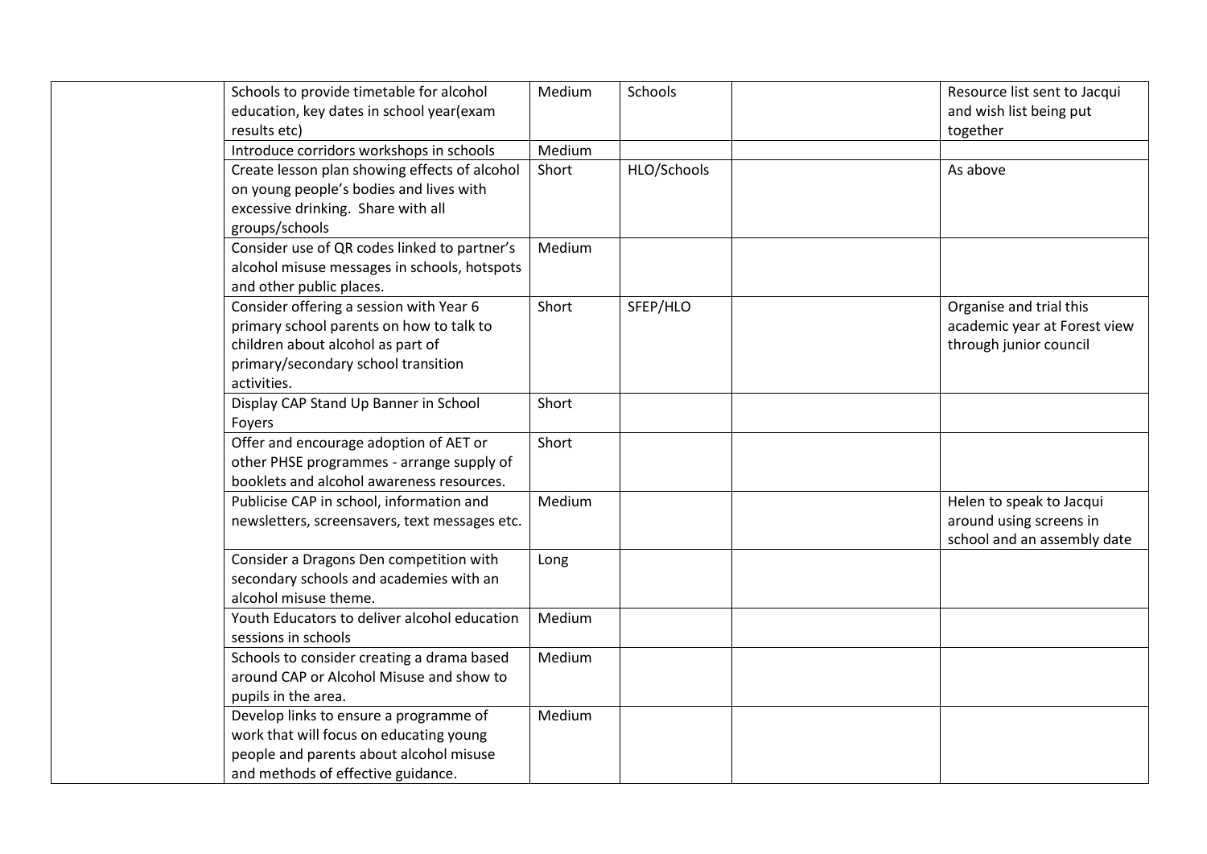| | | | | | |
|---|---|---|---|---|---|
| | Schools to provide timetable for alcohol education, key dates in school year(exam results etc) | Medium | Schools | | Resource list sent to Jacqui and wish list being put together |
| | Introduce corridors workshops in schools | Medium | | | |
| | Create lesson plan showing effects of alcohol on young people's bodies and lives with excessive drinking. Share with all groups/schools | Short | HLO/Schools | | As above |
| | Consider use of QR codes linked to partner's alcohol misuse messages in schools, hotspots and other public places. | Medium | | | |
| | Consider offering a session with Year 6 primary school parents on how to talk to children about alcohol as part of primary/secondary school transition activities. | Short | SFEP/HLO | | Organise and trial this academic year at Forest view through junior council |
| | Display CAP Stand Up Banner in School Foyers | Short | | | |
| | Offer and encourage adoption of AET or other PHSE programmes - arrange supply of booklets and alcohol awareness resources. | Short | | | |
| | Publicise CAP in school, information and newsletters, screensavers, text messages etc. | Medium | | | Helen to speak to Jacqui around using screens in school and an assembly date |
| | Consider a Dragons Den competition with secondary schools and academies with an alcohol misuse theme. | Long | | | |
| | Youth Educators to deliver alcohol education sessions in schools | Medium | | | |
| | Schools to consider creating a drama based around CAP or Alcohol Misuse and show to pupils in the area. | Medium | | | |
| | Develop links to ensure a programme of work that will focus on educating young people and parents about alcohol misuse and methods of effective guidance. | Medium | | | |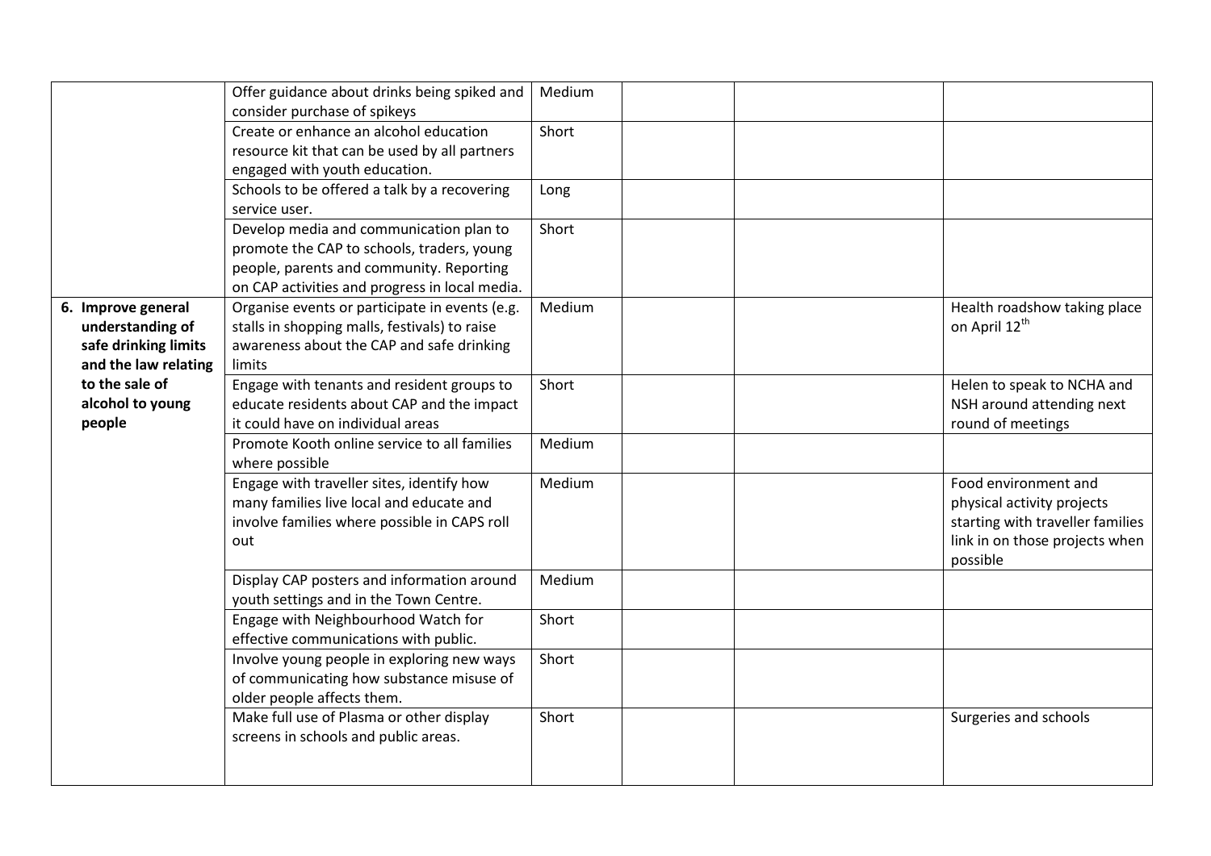| | | | | | |
|---|---|---|---|---|---|
| | Offer guidance about drinks being spiked and consider purchase of spikeys | Medium | | | |
| | Create or enhance an alcohol education resource kit that can be used by all partners engaged with youth education. | Short | | | |
| | Schools to be offered a talk by a recovering service user. | Long | | | |
| | Develop media and communication plan to promote the CAP to schools, traders, young people, parents and community. Reporting on CAP activities and progress in local media. | Short | | | |
| **6. Improve general understanding of safe drinking limits and the law relating to the sale of alcohol to young people** | Organise events or participate in events (e.g. stalls in shopping malls, festivals) to raise awareness about the CAP and safe drinking limits | Medium | | | Health roadshow taking place on April 12th |
| | Engage with tenants and resident groups to educate residents about CAP and the impact it could have on individual areas | Short | | | Helen to speak to NCHA and NSH around attending next round of meetings |
| | Promote Kooth online service to all families where possible | Medium | | | |
| | Engage with traveller sites, identify how many families live local and educate and involve families where possible in CAPS roll out | Medium | | | Food environment and physical activity projects starting with traveller families link in on those projects when possible |
| | Display CAP posters and information around youth settings and in the Town Centre. | Medium | | | |
| | Engage with Neighbourhood Watch for effective communications with public. | Short | | | |
| | Involve young people in exploring new ways of communicating how substance misuse of older people affects them. | Short | | | |
| | Make full use of Plasma or other display screens in schools and public areas. | Short | | | Surgeries and schools |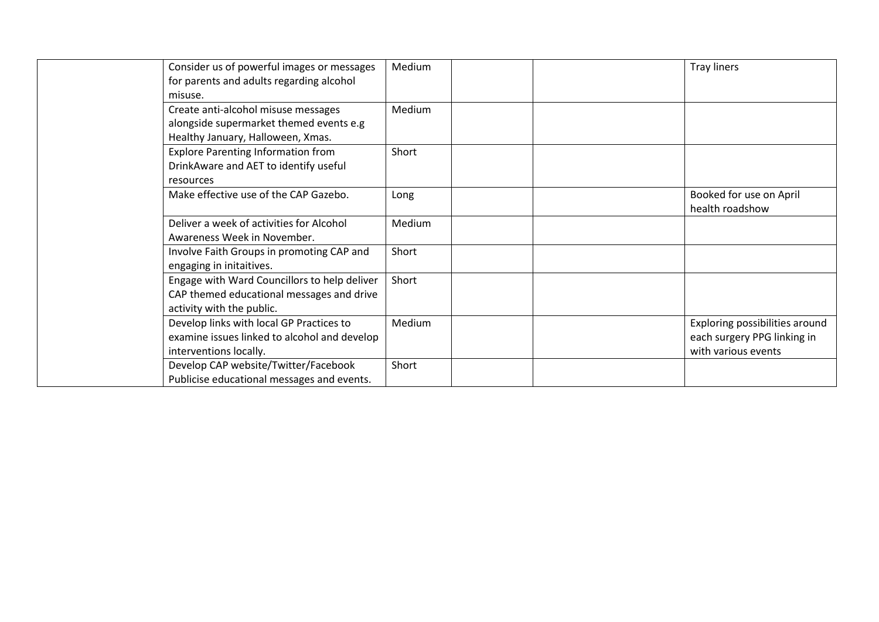| | | | | | |
|---|---|---|---|---|---|
| | Consider us of powerful images or messages for parents and adults regarding alcohol misuse. | Medium | | | Tray liners |
| | Create anti-alcohol misuse messages alongside supermarket themed events e.g Healthy January, Halloween, Xmas. | Medium | | | |
| | Explore Parenting Information from DrinkAware and AET to identify useful resources | Short | | | |
| | Make effective use of the CAP Gazebo. | Long | | | Booked for use on April health roadshow |
| | Deliver a week of activities for Alcohol Awareness Week in November. | Medium | | | |
| | Involve Faith Groups in promoting CAP and engaging in initaitives. | Short | | | |
| | Engage with Ward Councillors to help deliver CAP themed educational messages and drive activity with the public. | Short | | | |
| | Develop links with local GP Practices to examine issues linked to alcohol and develop interventions locally. | Medium | | | Exploring possibilities around each surgery PPG linking in with various events |
| | Develop CAP website/Twitter/Facebook Publicise educational messages and events. | Short | | | |